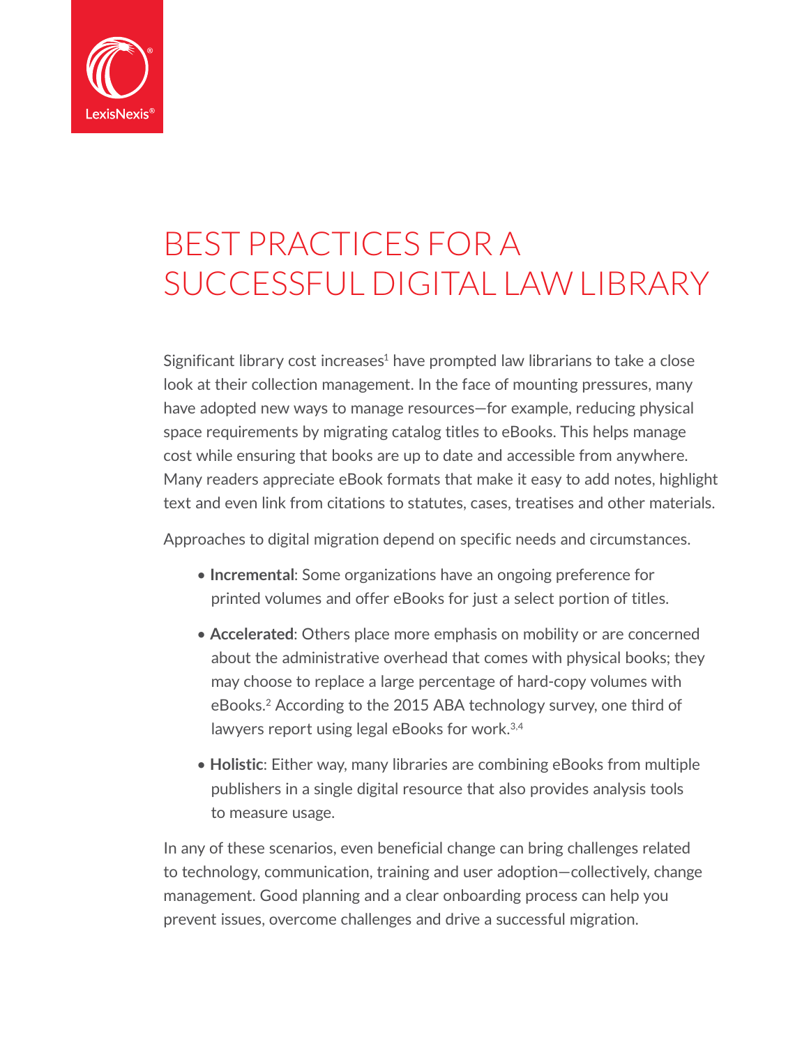# BEST PRACTICES FOR A SUCCESSFUL DIGITAL LAW LIBRARY

Significant library cost increases[1] have prompted law librarians to take a close look at their collection management. In the face of mounting pressures, many have adopted new ways to manage resources—for example, reducing physical space requirements by migrating catalog titles to eBooks. This helps manage cost while ensuring that books are up to date and accessible from anywhere. Many readers appreciate eBook formats that make it easy to add notes, highlight text and even link from citations to statutes, cases, treatises and other materials.

Approaches to digital migration depend on specific needs and circumstances.

- **Incremental**: Some organizations have an ongoing preference for printed volumes and offer eBooks for just a select portion of titles.
- **Accelerated**: Others place more emphasis on mobility or are concerned about the administrative overhead that comes with physical books; they may choose to replace a large percentage of hard-copy volumes with eBooks.[2] According to the 2015 ABA technology survey, one third of lawyers report using legal eBooks for work.[3,4]
- **Holistic**: Either way, many libraries are combining eBooks from multiple publishers in a single digital resource that also provides analysis tools to measure usage.

In any of these scenarios, even beneficial change can bring challenges related to technology, communication, training and user adoption—collectively, change management. Good planning and a clear onboarding process can help you prevent issues, overcome challenges and drive a successful migration.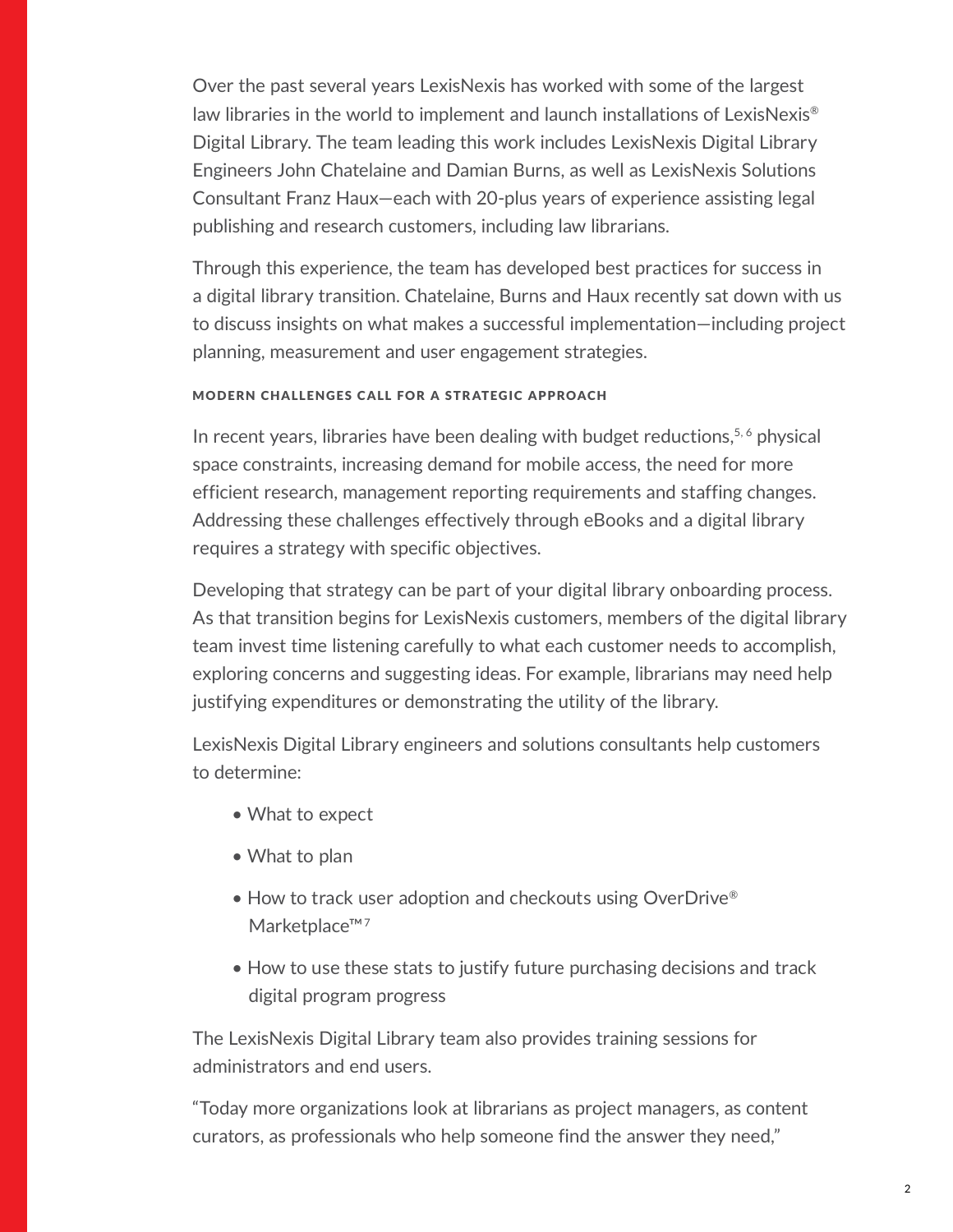Over the past several years LexisNexis has worked with some of the largest law libraries in the world to implement and launch installations of LexisNexis® Digital Library. The team leading this work includes LexisNexis Digital Library Engineers John Chatelaine and Damian Burns, as well as LexisNexis Solutions Consultant Franz Haux—each with 20-plus years of experience assisting legal publishing and research customers, including law librarians.

Through this experience, the team has developed best practices for success in a digital library transition. Chatelaine, Burns and Haux recently sat down with us to discuss insights on what makes a successful implementation—including project planning, measurement and user engagement strategies.

#### MODERN CHALLENGES CALL FOR A STRATEGIC APPROACH

In recent years, libraries have been dealing with budget reductions,[5, 6] physical space constraints, increasing demand for mobile access, the need for more efficient research, management reporting requirements and staffing changes. Addressing these challenges effectively through eBooks and a digital library requires a strategy with specific objectives.

Developing that strategy can be part of your digital library onboarding process. As that transition begins for LexisNexis customers, members of the digital library team invest time listening carefully to what each customer needs to accomplish, exploring concerns and suggesting ideas. For example, librarians may need help justifying expenditures or demonstrating the utility of the library.

LexisNexis Digital Library engineers and solutions consultants help customers to determine:

- What to expect
- What to plan
- How to track user adoption and checkouts using OverDrive® Marketplace™[7]
- How to use these stats to justify future purchasing decisions and track digital program progress

The LexisNexis Digital Library team also provides training sessions for administrators and end users.

"Today more organizations look at librarians as project managers, as content curators, as professionals who help someone find the answer they need,"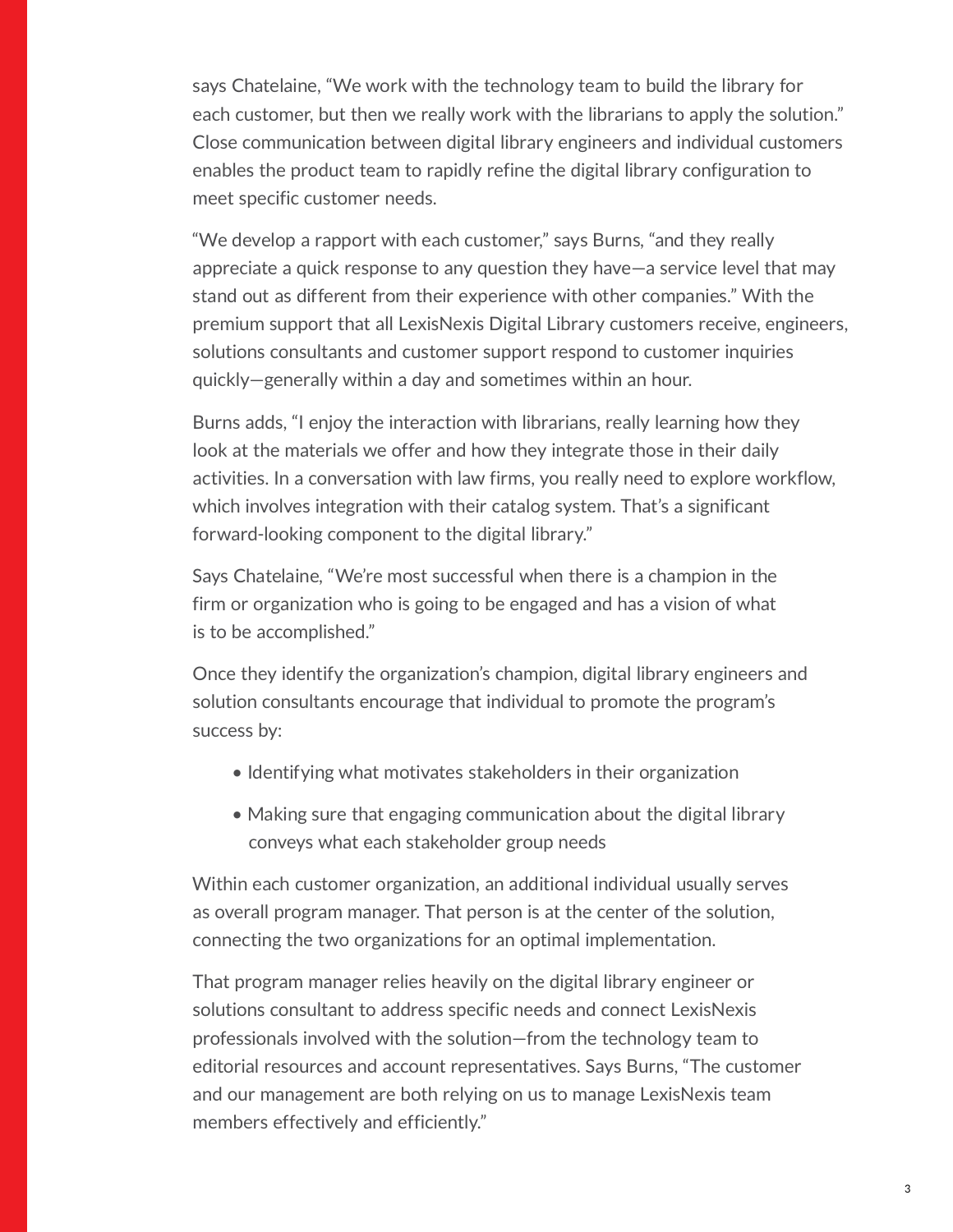says Chatelaine, "We work with the technology team to build the library for each customer, but then we really work with the librarians to apply the solution." Close communication between digital library engineers and individual customers enables the product team to rapidly refine the digital library configuration to meet specific customer needs.

"We develop a rapport with each customer," says Burns, "and they really appreciate a quick response to any question they have—a service level that may stand out as different from their experience with other companies." With the premium support that all LexisNexis Digital Library customers receive, engineers, solutions consultants and customer support respond to customer inquiries quickly—generally within a day and sometimes within an hour.

Burns adds, "I enjoy the interaction with librarians, really learning how they look at the materials we offer and how they integrate those in their daily activities. In a conversation with law firms, you really need to explore workflow, which involves integration with their catalog system. That's a significant forward-looking component to the digital library."

Says Chatelaine, "We're most successful when there is a champion in the firm or organization who is going to be engaged and has a vision of what is to be accomplished."

Once they identify the organization's champion, digital library engineers and solution consultants encourage that individual to promote the program's success by:

- Identifying what motivates stakeholders in their organization
- Making sure that engaging communication about the digital library conveys what each stakeholder group needs

Within each customer organization, an additional individual usually serves as overall program manager. That person is at the center of the solution, connecting the two organizations for an optimal implementation.

That program manager relies heavily on the digital library engineer or solutions consultant to address specific needs and connect LexisNexis professionals involved with the solution—from the technology team to editorial resources and account representatives. Says Burns, "The customer and our management are both relying on us to manage LexisNexis team members effectively and efficiently."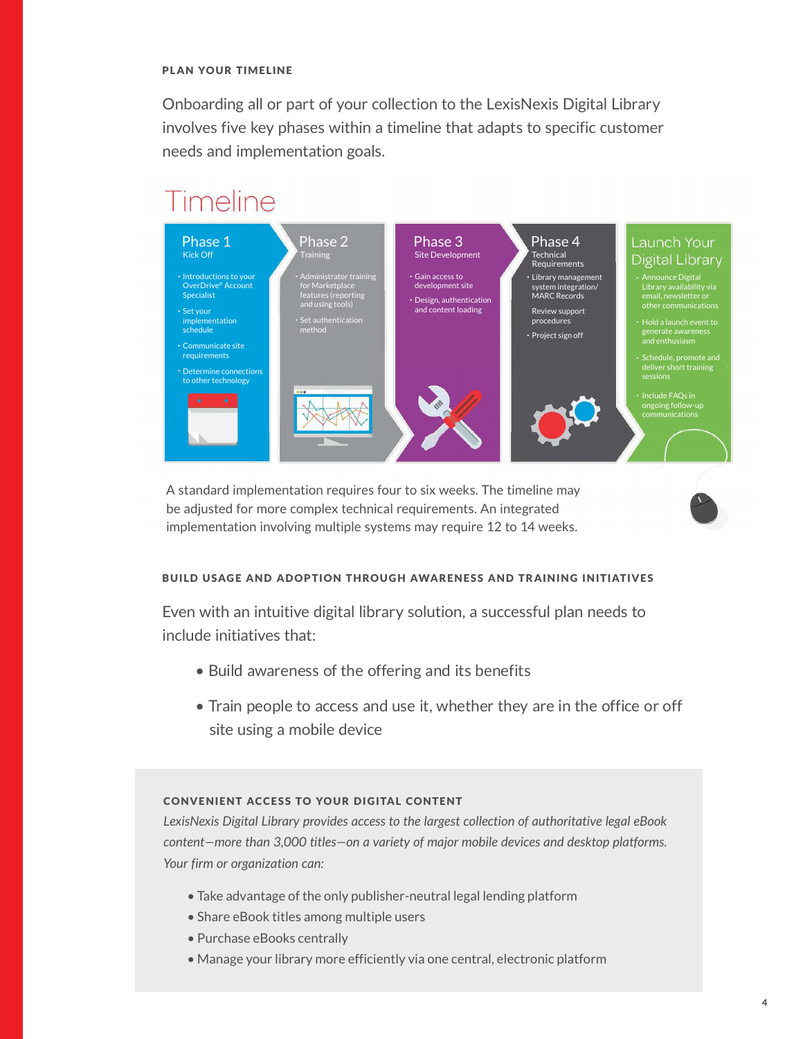## PLAN YOUR TIMELINE

Onboarding all or part of your collection to the LexisNexis Digital Library involves five key phases within a timeline that adapts to specific customer needs and implementation goals.

# Timeline

**Phase 1**
Kick Off

- Introductions to your OverDrive® Account Specialist
- Set your implementation schedule
- Communicate site requirements
- Determine connections to other technology

**Phase 2**
Training

- Administrator training for Marketplace features (reporting and using tools)
- Set authentication method

**Phase 3**
Site Development

- Gain access to development site
- Design, authentication and content loading

**Phase 4**
Technical Requirements

- Library management system integration/ MARC Records
- Review support procedures
- Project sign off

**Launch Your Digital Library**

- Announce Digital Library availability via email, newsletter or other communications
- Hold a launch event to generate awareness and enthusiasm
- Schedule, promote and deliver short training sessions
- Include FAQs in ongoing follow-up communications

A standard implementation requires four to six weeks. The timeline may be adjusted for more complex technical requirements. An integrated implementation involving multiple systems may require 12 to 14 weeks.

## BUILD USAGE AND ADOPTION THROUGH AWARENESS AND TRAINING INITIATIVES

Even with an intuitive digital library solution, a successful plan needs to include initiatives that:

- Build awareness of the offering and its benefits
- Train people to access and use it, whether they are in the office or off site using a mobile device

### CONVENIENT ACCESS TO YOUR DIGITAL CONTENT

*LexisNexis Digital Library provides access to the largest collection of authoritative legal eBook content—more than 3,000 titles—on a variety of major mobile devices and desktop platforms. Your firm or organization can:*

- Take advantage of the only publisher-neutral legal lending platform
- Share eBook titles among multiple users
- Purchase eBooks centrally
- Manage your library more efficiently via one central, electronic platform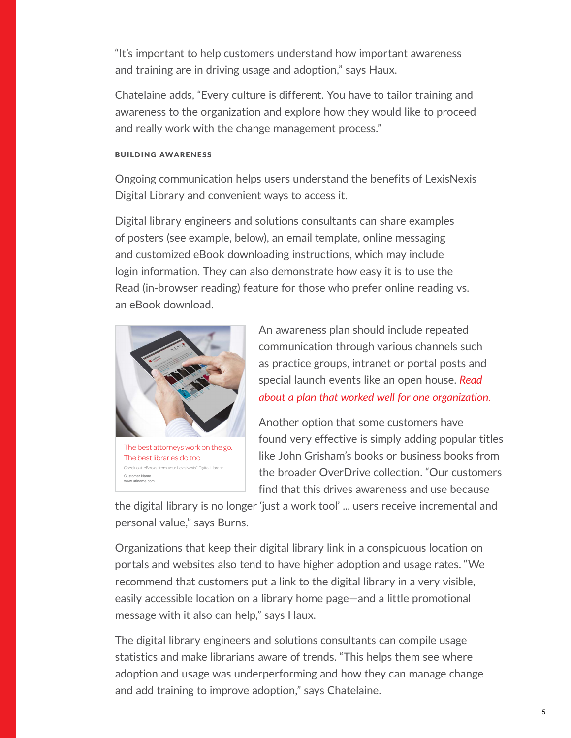"It's important to help customers understand how important awareness and training are in driving usage and adoption," says Haux.

Chatelaine adds, "Every culture is different. You have to tailor training and awareness to the organization and explore how they would like to proceed and really work with the change management process."

#### BUILDING AWARENESS

Ongoing communication helps users understand the benefits of LexisNexis Digital Library and convenient ways to access it.

Digital library engineers and solutions consultants can share examples of posters (see example, below), an email template, online messaging and customized eBook downloading instructions, which may include login information. They can also demonstrate how easy it is to use the Read (in-browser reading) feature for those who prefer online reading vs. an eBook download.

The best attorneys work on the go.
The best libraries do too.

Check out eBooks from your LexisNexis® Digital Library

Customer Name
www.urlname.com

An awareness plan should include repeated communication through various channels such as practice groups, intranet or portal posts and special launch events like an open house. *Read about a plan that worked well for one organization.*

Another option that some customers have found very effective is simply adding popular titles like John Grisham's books or business books from the broader OverDrive collection. "Our customers find that this drives awareness and use because the digital library is no longer 'just a work tool' ... users receive incremental and personal value," says Burns.

Organizations that keep their digital library link in a conspicuous location on portals and websites also tend to have higher adoption and usage rates. "We recommend that customers put a link to the digital library in a very visible, easily accessible location on a library home page—and a little promotional message with it also can help," says Haux.

The digital library engineers and solutions consultants can compile usage statistics and make librarians aware of trends. "This helps them see where adoption and usage was underperforming and how they can manage change and add training to improve adoption," says Chatelaine.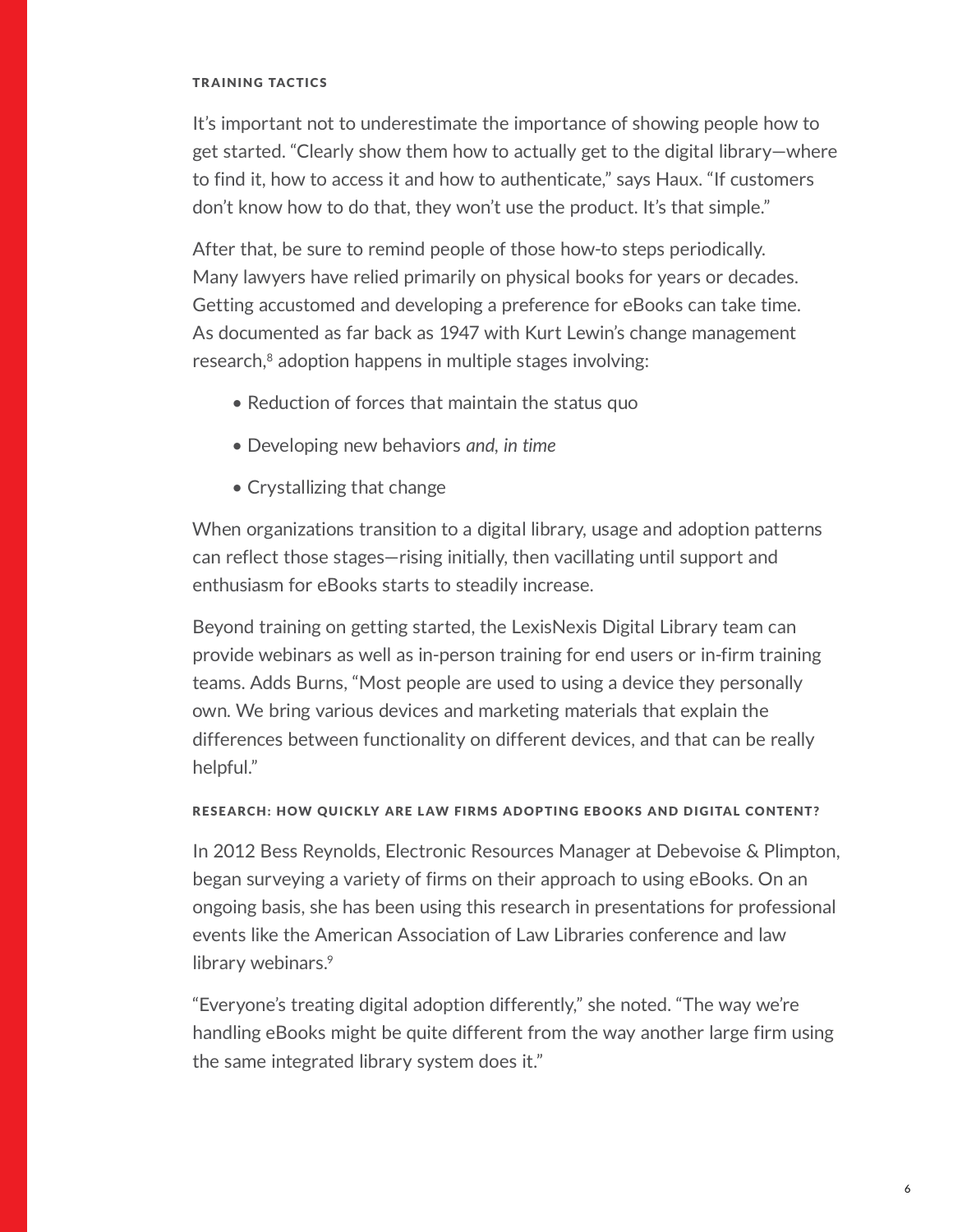### TRAINING TACTICS

It's important not to underestimate the importance of showing people how to get started. "Clearly show them how to actually get to the digital library—where to find it, how to access it and how to authenticate," says Haux. "If customers don't know how to do that, they won't use the product. It's that simple."

After that, be sure to remind people of those how-to steps periodically. Many lawyers have relied primarily on physical books for years or decades. Getting accustomed and developing a preference for eBooks can take time. As documented as far back as 1947 with Kurt Lewin's change management research,[8] adoption happens in multiple stages involving:

- Reduction of forces that maintain the status quo
- Developing new behaviors *and, in time*
- Crystallizing that change

When organizations transition to a digital library, usage and adoption patterns can reflect those stages—rising initially, then vacillating until support and enthusiasm for eBooks starts to steadily increase.

Beyond training on getting started, the LexisNexis Digital Library team can provide webinars as well as in-person training for end users or in-firm training teams. Adds Burns, "Most people are used to using a device they personally own. We bring various devices and marketing materials that explain the differences between functionality on different devices, and that can be really helpful."

### RESEARCH: HOW QUICKLY ARE LAW FIRMS ADOPTING EBOOKS AND DIGITAL CONTENT?

In 2012 Bess Reynolds, Electronic Resources Manager at Debevoise & Plimpton, began surveying a variety of firms on their approach to using eBooks. On an ongoing basis, she has been using this research in presentations for professional events like the American Association of Law Libraries conference and law library webinars.[9]

"Everyone's treating digital adoption differently," she noted. "The way we're handling eBooks might be quite different from the way another large firm using the same integrated library system does it."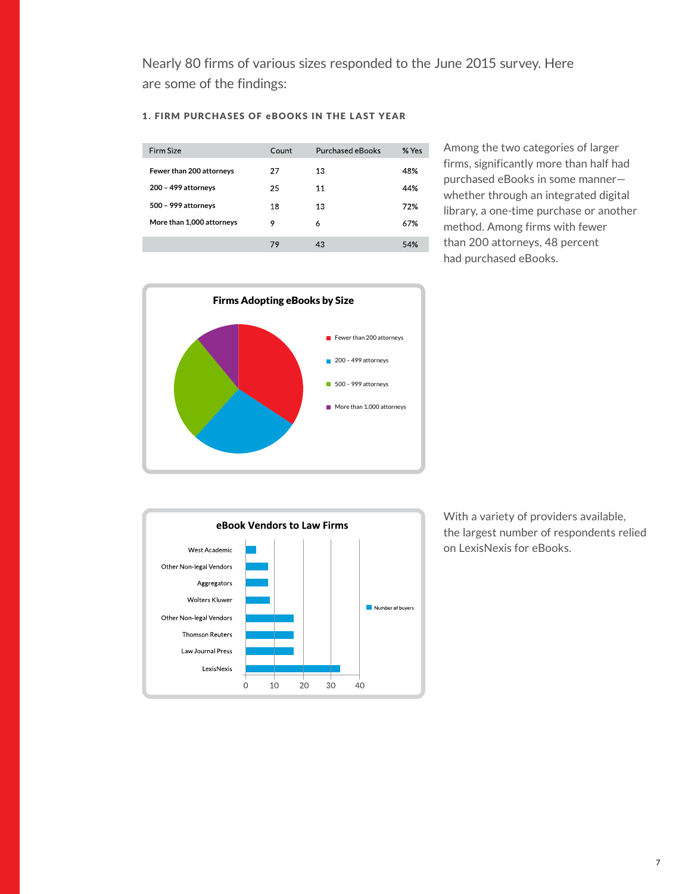Nearly 80 firms of various sizes responded to the June 2015 survey. Here are some of the findings:

### 1. FIRM PURCHASES OF eBOOKS IN THE LAST YEAR

| Firm Size | Count | Purchased eBooks | % Yes |
|---|---|---|---|
| **Fewer than 200 attorneys** | 27 | 13 | 48% |
| **200 – 499 attorneys** | 25 | 11 | 44% |
| **500 – 999 attorneys** | 18 | 13 | 72% |
| **More than 1,000 attorneys** | 9 | 6 | 67% |
| | 79 | 43 | 54% |

Among the two categories of larger firms, significantly more than half had purchased eBooks in some manner—whether through an integrated digital library, a one-time purchase or another method. Among firms with fewer than 200 attorneys, 48 percent had purchased eBooks.

**Firms Adopting eBooks by Size**

- Fewer than 200 attorneys
- 200 – 499 attorneys
- 500 – 999 attorneys
- More than 1,000 attorneys

**eBook Vendors to Law Firms**

- West Academic
- Other Non-legal Vendors
- Aggregators
- Wolters Kluwer
- Other Non-legal Vendors
- Thomson Reuters
- Law Journal Press
- LexisNexis

Number of buyers (0, 10, 20, 30, 40)

With a variety of providers available, the largest number of respondents relied on LexisNexis for eBooks.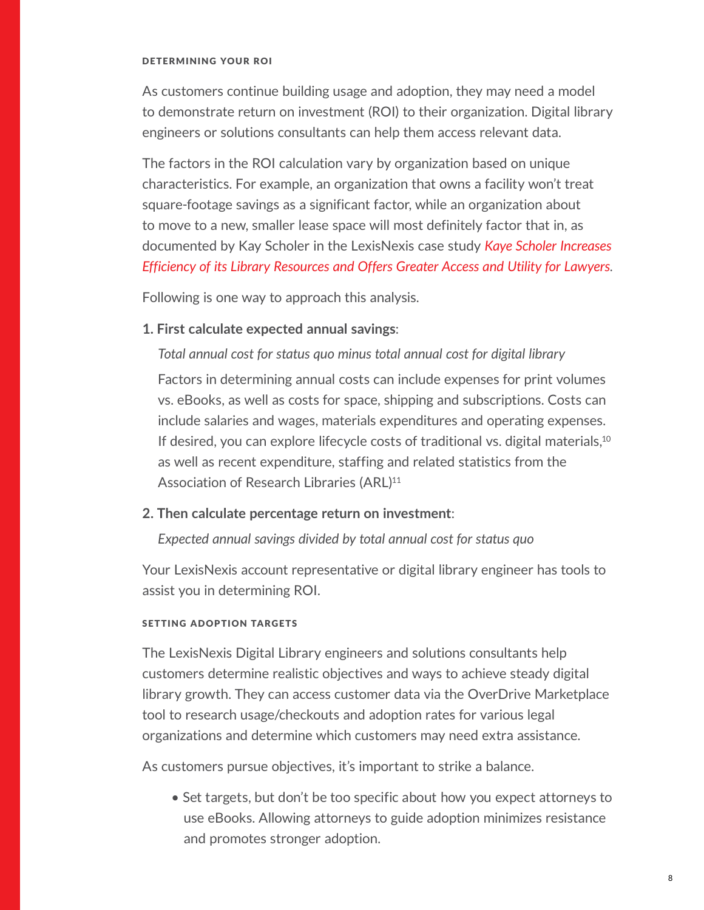### DETERMINING YOUR ROI

As customers continue building usage and adoption, they may need a model to demonstrate return on investment (ROI) to their organization. Digital library engineers or solutions consultants can help them access relevant data.

The factors in the ROI calculation vary by organization based on unique characteristics. For example, an organization that owns a facility won't treat square-footage savings as a significant factor, while an organization about to move to a new, smaller lease space will most definitely factor that in, as documented by Kay Scholer in the LexisNexis case study *Kaye Scholer Increases Efficiency of its Library Resources and Offers Greater Access and Utility for Lawyers*.

Following is one way to approach this analysis.

**1. First calculate expected annual savings**:

*Total annual cost for status quo minus total annual cost for digital library*

Factors in determining annual costs can include expenses for print volumes vs. eBooks, as well as costs for space, shipping and subscriptions. Costs can include salaries and wages, materials expenditures and operating expenses. If desired, you can explore lifecycle costs of traditional vs. digital materials,[10] as well as recent expenditure, staffing and related statistics from the Association of Research Libraries (ARL)[11]

**2. Then calculate percentage return on investment**:

*Expected annual savings divided by total annual cost for status quo*

Your LexisNexis account representative or digital library engineer has tools to assist you in determining ROI.

### SETTING ADOPTION TARGETS

The LexisNexis Digital Library engineers and solutions consultants help customers determine realistic objectives and ways to achieve steady digital library growth. They can access customer data via the OverDrive Marketplace tool to research usage/checkouts and adoption rates for various legal organizations and determine which customers may need extra assistance.

As customers pursue objectives, it's important to strike a balance.

- Set targets, but don't be too specific about how you expect attorneys to use eBooks. Allowing attorneys to guide adoption minimizes resistance and promotes stronger adoption.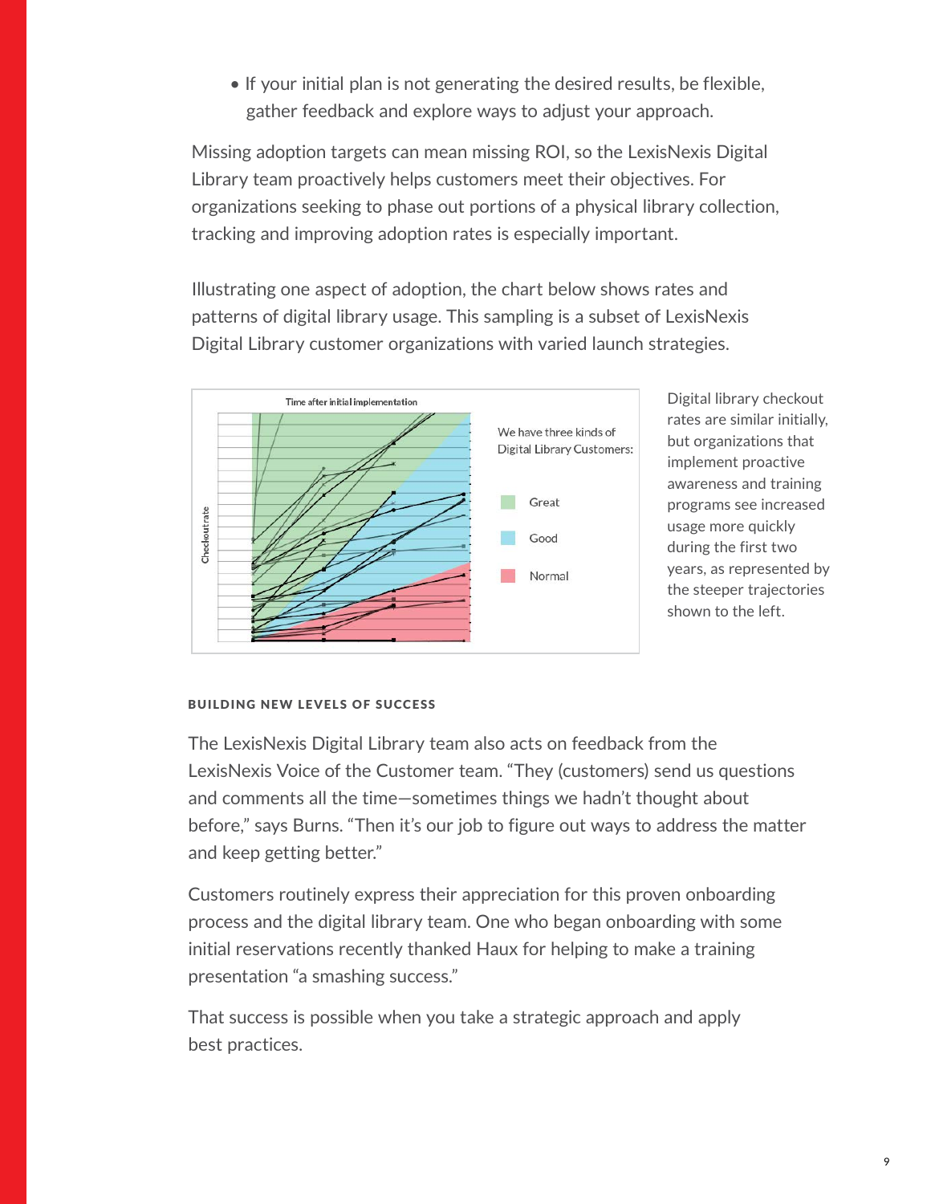- If your initial plan is not generating the desired results, be flexible, gather feedback and explore ways to adjust your approach.

Missing adoption targets can mean missing ROI, so the LexisNexis Digital Library team proactively helps customers meet their objectives. For organizations seeking to phase out portions of a physical library collection, tracking and improving adoption rates is especially important.

Illustrating one aspect of adoption, the chart below shows rates and patterns of digital library usage. This sampling is a subset of LexisNexis Digital Library customer organizations with varied launch strategies.

Time after initial implementation

Checkout rate

We have three kinds of Digital Library Customers:

- Great
- Good
- Normal

Digital library checkout rates are similar initially, but organizations that implement proactive awareness and training programs see increased usage more quickly during the first two years, as represented by the steeper trajectories shown to the left.

#### BUILDING NEW LEVELS OF SUCCESS

The LexisNexis Digital Library team also acts on feedback from the LexisNexis Voice of the Customer team. "They (customers) send us questions and comments all the time—sometimes things we hadn't thought about before," says Burns. "Then it's our job to figure out ways to address the matter and keep getting better."

Customers routinely express their appreciation for this proven onboarding process and the digital library team. One who began onboarding with some initial reservations recently thanked Haux for helping to make a training presentation "a smashing success."

That success is possible when you take a strategic approach and apply best practices.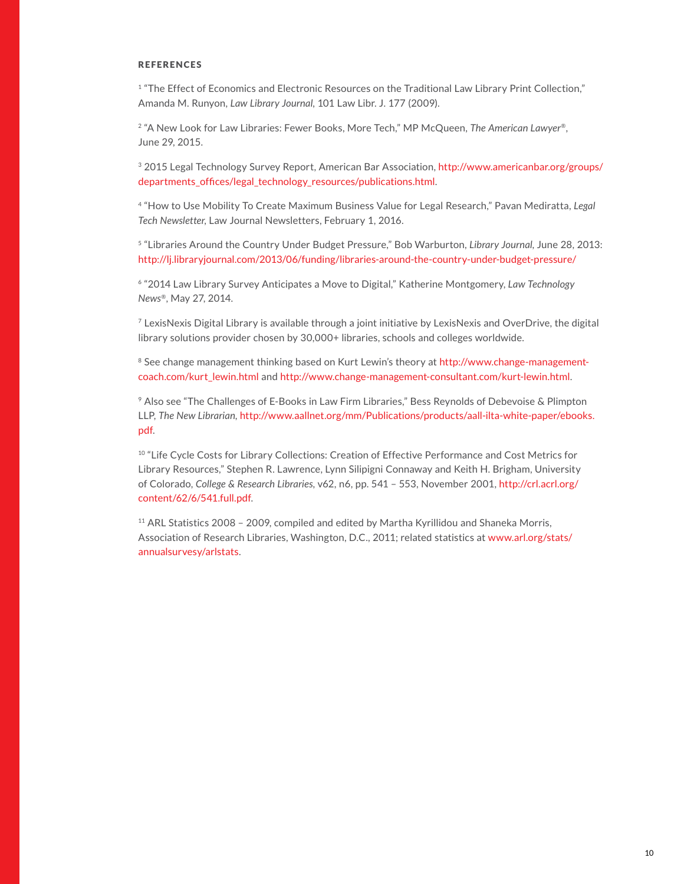## REFERENCES

[1] "The Effect of Economics and Electronic Resources on the Traditional Law Library Print Collection," Amanda M. Runyon, *Law Library Journal*, 101 Law Libr. J. 177 (2009).

[2] "A New Look for Law Libraries: Fewer Books, More Tech," MP McQueen, *The American Lawyer®*, June 29, 2015.

[3] 2015 Legal Technology Survey Report, American Bar Association, http://www.americanbar.org/groups/departments_offices/legal_technology_resources/publications.html.

[4] "How to Use Mobility To Create Maximum Business Value for Legal Research," Pavan Mediratta, *Legal Tech Newsletter*, Law Journal Newsletters, February 1, 2016.

[5] "Libraries Around the Country Under Budget Pressure," Bob Warburton, *Library Journal*, June 28, 2013: http://lj.libraryjournal.com/2013/06/funding/libraries-around-the-country-under-budget-pressure/

[6] "2014 Law Library Survey Anticipates a Move to Digital," Katherine Montgomery, *Law Technology News®*, May 27, 2014.

[7] LexisNexis Digital Library is available through a joint initiative by LexisNexis and OverDrive, the digital library solutions provider chosen by 30,000+ libraries, schools and colleges worldwide.

[8] See change management thinking based on Kurt Lewin's theory at http://www.change-management-coach.com/kurt_lewin.html and http://www.change-management-consultant.com/kurt-lewin.html.

[9] Also see "The Challenges of E-Books in Law Firm Libraries," Bess Reynolds of Debevoise & Plimpton LLP, *The New Librarian*, http://www.aallnet.org/mm/Publications/products/aall-ilta-white-paper/ebooks.pdf.

[10] "Life Cycle Costs for Library Collections: Creation of Effective Performance and Cost Metrics for Library Resources," Stephen R. Lawrence, Lynn Silipigni Connaway and Keith H. Brigham, University of Colorado, *College & Research Libraries*, v62, n6, pp. 541 – 553, November 2001, http://crl.acrl.org/content/62/6/541.full.pdf.

[11] ARL Statistics 2008 – 2009, compiled and edited by Martha Kyrillidou and Shaneka Morris, Association of Research Libraries, Washington, D.C., 2011; related statistics at www.arl.org/stats/annualsurvesy/arlstats.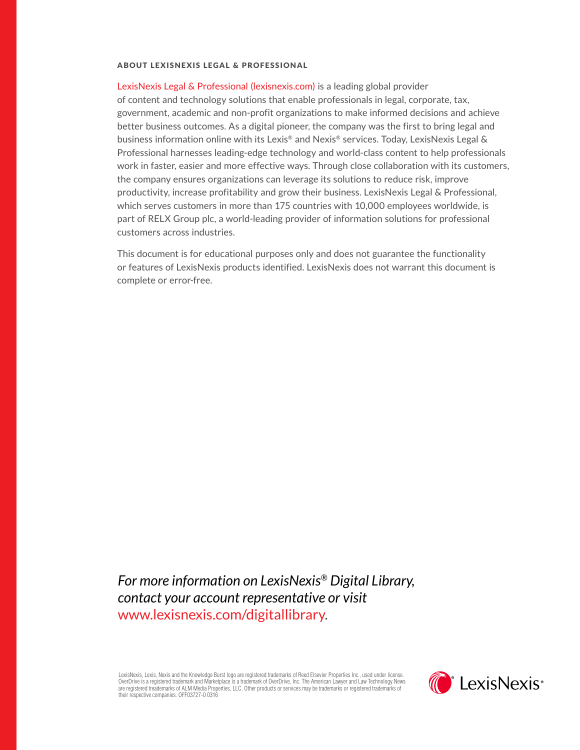## ABOUT LEXISNEXIS LEGAL & PROFESSIONAL

LexisNexis Legal & Professional (lexisnexis.com) is a leading global provider of content and technology solutions that enable professionals in legal, corporate, tax, government, academic and non-profit organizations to make informed decisions and achieve better business outcomes. As a digital pioneer, the company was the first to bring legal and business information online with its Lexis® and Nexis® services. Today, LexisNexis Legal & Professional harnesses leading-edge technology and world-class content to help professionals work in faster, easier and more effective ways. Through close collaboration with its customers, the company ensures organizations can leverage its solutions to reduce risk, improve productivity, increase profitability and grow their business. LexisNexis Legal & Professional, which serves customers in more than 175 countries with 10,000 employees worldwide, is part of RELX Group plc, a world-leading provider of information solutions for professional customers across industries.

This document is for educational purposes only and does not guarantee the functionality or features of LexisNexis products identified. LexisNexis does not warrant this document is complete or error-free.

*For more information on LexisNexis® Digital Library, contact your account representative or visit* www.lexisnexis.com/digitallibrary.

LexisNexis, Lexis, Nexis and the Knowledge Burst logo are registered trademarks of Reed Elsevier Properties Inc., used under license. OverDrive is a registered trademark and Marketplace is a trademark of OverDrive, Inc. The American Lawyer and Law Technology News are registered trademarks of ALM Media Properties, LLC. Other products or services may be trademarks or registered trademarks of their respective companies. OFF03727-0 0316

LexisNexis®